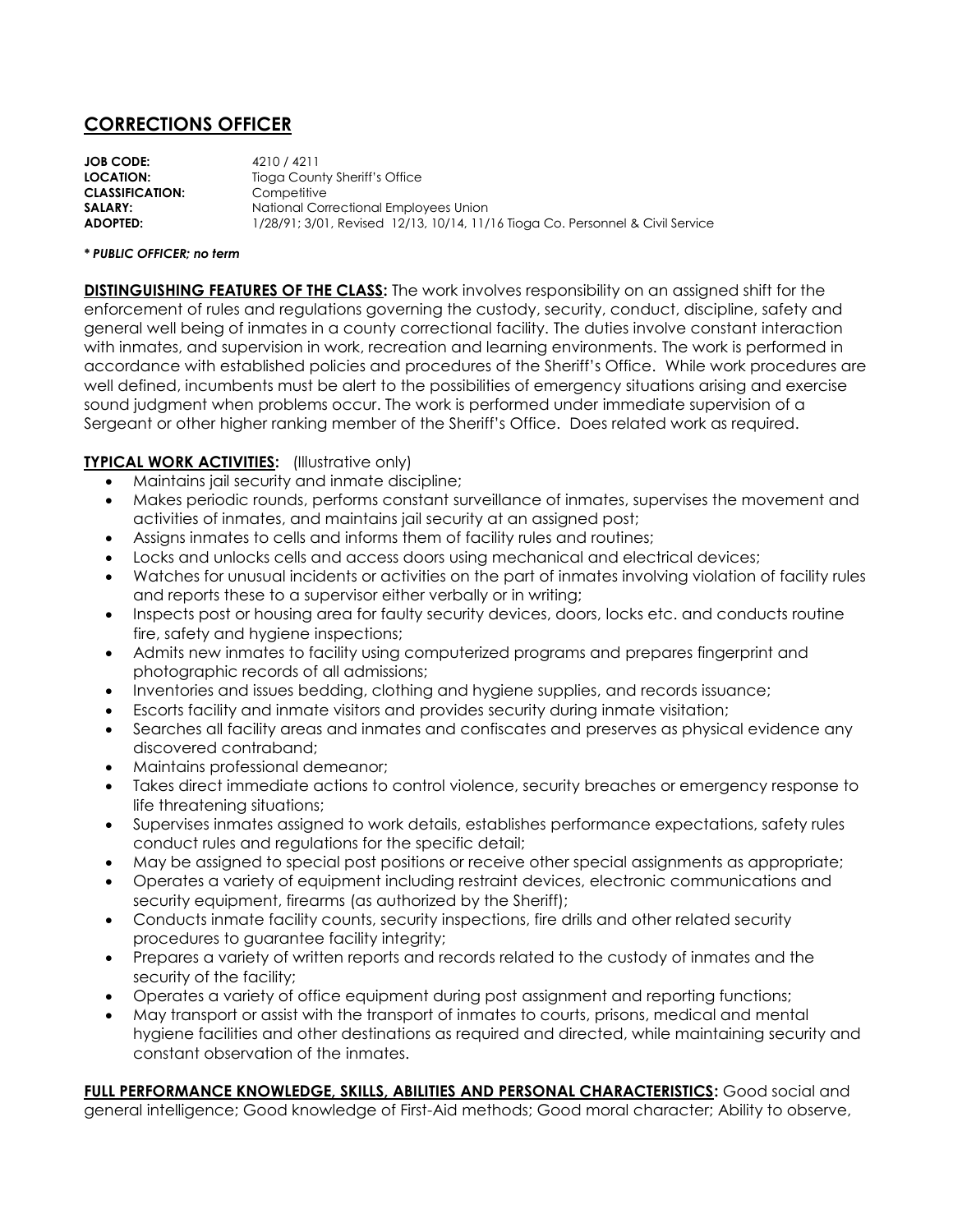# CORRECTIONS OFFICER

**JOB CODE:** 4210 / 4211
**LOCATION:** Tioga County Sheriff's Office
**CLASSIFICATION:** Competitive
**SALARY:** National Correctional Employees Union
**ADOPTED:** 1/28/91; 3/01, Revised 12/13, 10/14, 11/16 Tioga Co. Personnel & Civil Service

***\* PUBLIC OFFICER; no term***

**DISTINGUISHING FEATURES OF THE CLASS:** The work involves responsibility on an assigned shift for the enforcement of rules and regulations governing the custody, security, conduct, discipline, safety and general well being of inmates in a county correctional facility. The duties involve constant interaction with inmates, and supervision in work, recreation and learning environments. The work is performed in accordance with established policies and procedures of the Sheriff's Office. While work procedures are well defined, incumbents must be alert to the possibilities of emergency situations arising and exercise sound judgment when problems occur. The work is performed under immediate supervision of a Sergeant or other higher ranking member of the Sheriff's Office. Does related work as required.

**TYPICAL WORK ACTIVITIES:** (Illustrative only)

- Maintains jail security and inmate discipline;
- Makes periodic rounds, performs constant surveillance of inmates, supervises the movement and activities of inmates, and maintains jail security at an assigned post;
- Assigns inmates to cells and informs them of facility rules and routines;
- Locks and unlocks cells and access doors using mechanical and electrical devices;
- Watches for unusual incidents or activities on the part of inmates involving violation of facility rules and reports these to a supervisor either verbally or in writing;
- Inspects post or housing area for faulty security devices, doors, locks etc. and conducts routine fire, safety and hygiene inspections;
- Admits new inmates to facility using computerized programs and prepares fingerprint and photographic records of all admissions;
- Inventories and issues bedding, clothing and hygiene supplies, and records issuance;
- Escorts facility and inmate visitors and provides security during inmate visitation;
- Searches all facility areas and inmates and confiscates and preserves as physical evidence any discovered contraband;
- Maintains professional demeanor;
- Takes direct immediate actions to control violence, security breaches or emergency response to life threatening situations;
- Supervises inmates assigned to work details, establishes performance expectations, safety rules conduct rules and regulations for the specific detail;
- May be assigned to special post positions or receive other special assignments as appropriate;
- Operates a variety of equipment including restraint devices, electronic communications and security equipment, firearms (as authorized by the Sheriff);
- Conducts inmate facility counts, security inspections, fire drills and other related security procedures to guarantee facility integrity;
- Prepares a variety of written reports and records related to the custody of inmates and the security of the facility;
- Operates a variety of office equipment during post assignment and reporting functions;
- May transport or assist with the transport of inmates to courts, prisons, medical and mental hygiene facilities and other destinations as required and directed, while maintaining security and constant observation of the inmates.

**FULL PERFORMANCE KNOWLEDGE, SKILLS, ABILITIES AND PERSONAL CHARACTERISTICS:** Good social and general intelligence; Good knowledge of First-Aid methods; Good moral character; Ability to observe,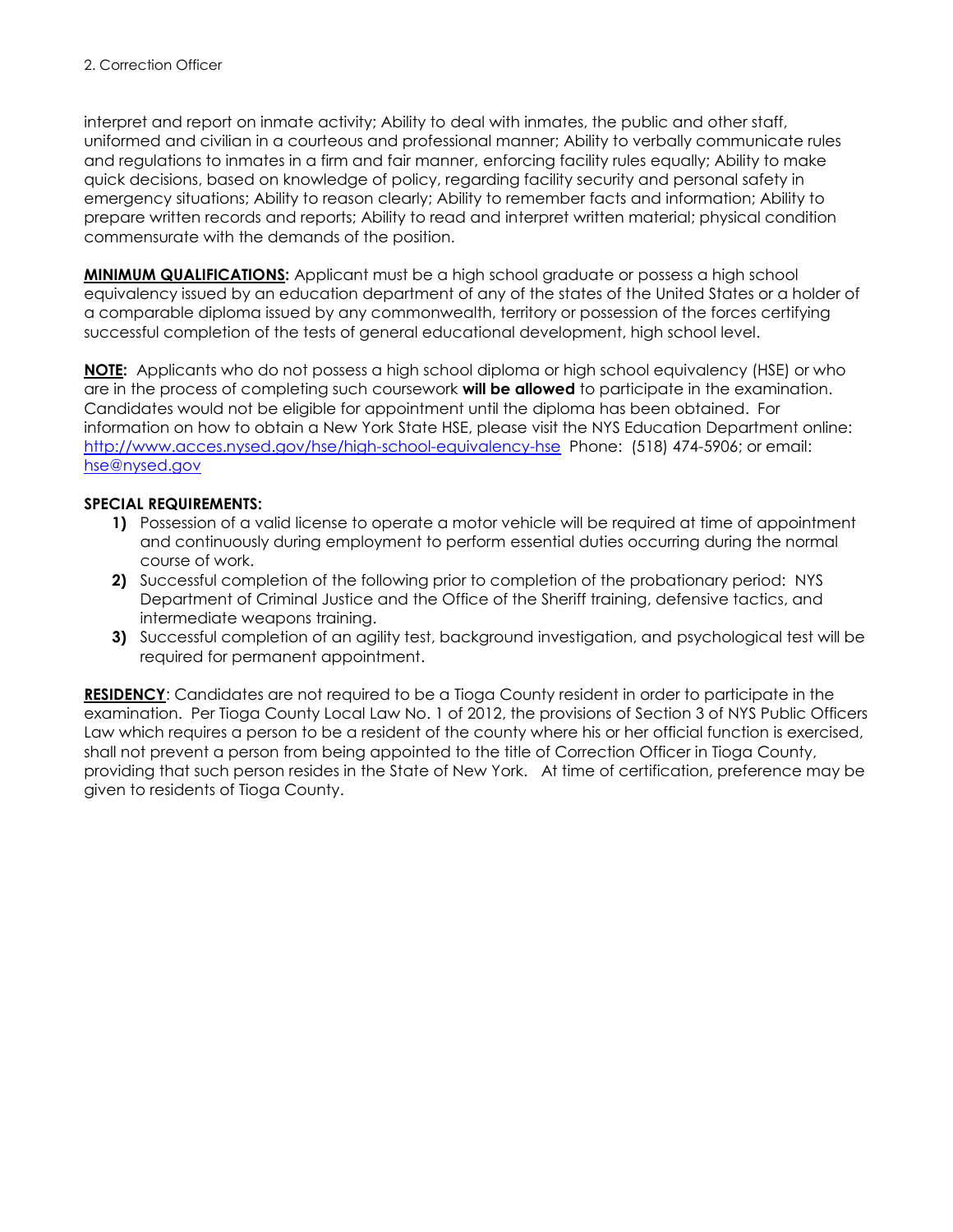interpret and report on inmate activity; Ability to deal with inmates, the public and other staff, uniformed and civilian in a courteous and professional manner; Ability to verbally communicate rules and regulations to inmates in a firm and fair manner, enforcing facility rules equally; Ability to make quick decisions, based on knowledge of policy, regarding facility security and personal safety in emergency situations; Ability to reason clearly; Ability to remember facts and information; Ability to prepare written records and reports; Ability to read and interpret written material; physical condition commensurate with the demands of the position.

**MINIMUM QUALIFICATIONS:** Applicant must be a high school graduate or possess a high school equivalency issued by an education department of any of the states of the United States or a holder of a comparable diploma issued by any commonwealth, territory or possession of the forces certifying successful completion of the tests of general educational development, high school level.

**NOTE:** Applicants who do not possess a high school diploma or high school equivalency (HSE) or who are in the process of completing such coursework **will be allowed** to participate in the examination. Candidates would not be eligible for appointment until the diploma has been obtained. For information on how to obtain a New York State HSE, please visit the NYS Education Department online: http://www.acces.nysed.gov/hse/high-school-equivalency-hse Phone: (518) 474-5906; or email: hse@nysed.gov

**SPECIAL REQUIREMENTS:**

1) Possession of a valid license to operate a motor vehicle will be required at time of appointment and continuously during employment to perform essential duties occurring during the normal course of work.
2) Successful completion of the following prior to completion of the probationary period: NYS Department of Criminal Justice and the Office of the Sheriff training, defensive tactics, and intermediate weapons training.
3) Successful completion of an agility test, background investigation, and psychological test will be required for permanent appointment.

**RESIDENCY**: Candidates are not required to be a Tioga County resident in order to participate in the examination. Per Tioga County Local Law No. 1 of 2012, the provisions of Section 3 of NYS Public Officers Law which requires a person to be a resident of the county where his or her official function is exercised, shall not prevent a person from being appointed to the title of Correction Officer in Tioga County, providing that such person resides in the State of New York. At time of certification, preference may be given to residents of Tioga County.